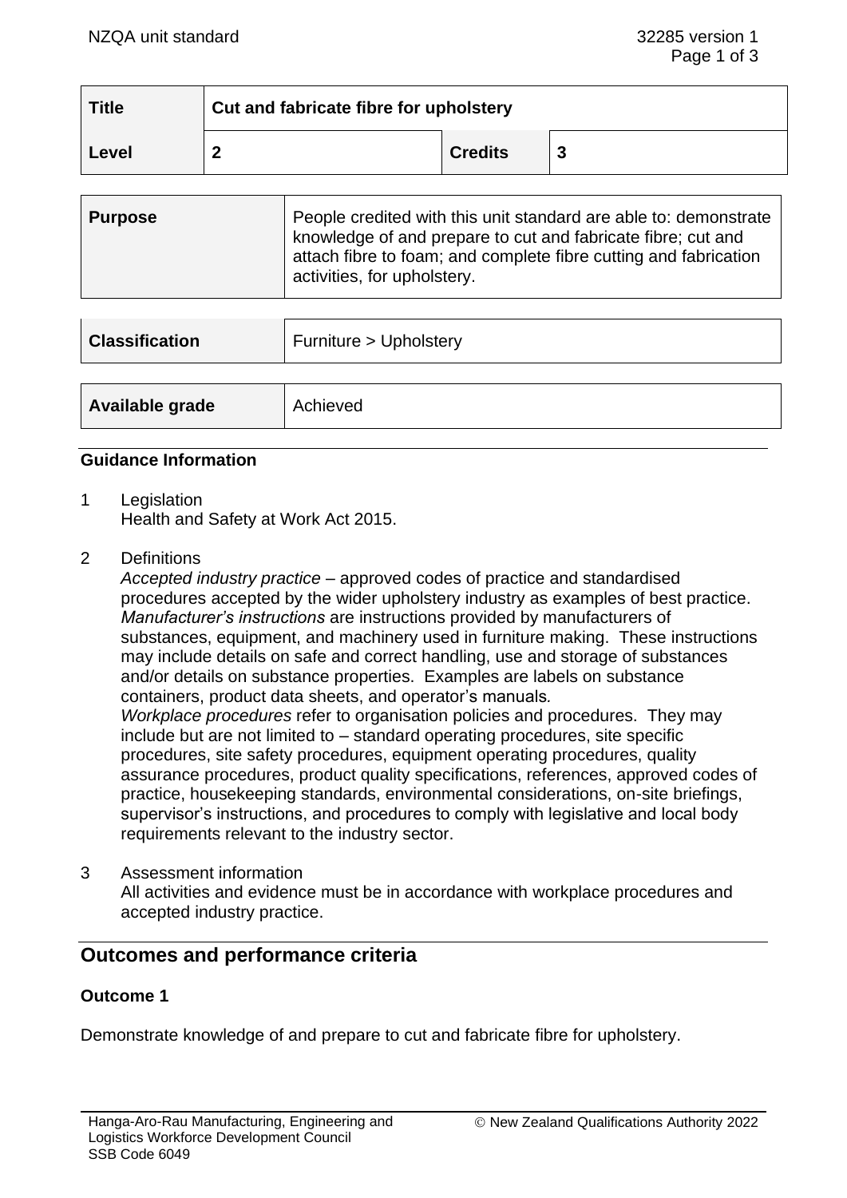| | | | |
|---|---|---|---|
| **Title** | **Cut and fabricate fibre for upholstery** | | |
| **Level** | **2** | **Credits** | **3** |

| | |
|---|---|
| **Purpose** | People credited with this unit standard are able to: demonstrate knowledge of and prepare to cut and fabricate fibre; cut and attach fibre to foam; and complete fibre cutting and fabrication activities, for upholstery. |

| | |
|---|---|
| **Classification** | Furniture > Upholstery |

| | |
|---|---|
| **Available grade** | Achieved |

### Guidance Information

1 Legislation
Health and Safety at Work Act 2015.

2 Definitions
*Accepted industry practice* – approved codes of practice and standardised procedures accepted by the wider upholstery industry as examples of best practice.
*Manufacturer's instructions* are instructions provided by manufacturers of substances, equipment, and machinery used in furniture making. These instructions may include details on safe and correct handling, use and storage of substances and/or details on substance properties. Examples are labels on substance containers, product data sheets, and operator's manuals.
*Workplace procedures* refer to organisation policies and procedures. They may include but are not limited to – standard operating procedures, site specific procedures, site safety procedures, equipment operating procedures, quality assurance procedures, product quality specifications, references, approved codes of practice, housekeeping standards, environmental considerations, on-site briefings, supervisor's instructions, and procedures to comply with legislative and local body requirements relevant to the industry sector.

3 Assessment information
All activities and evidence must be in accordance with workplace procedures and accepted industry practice.

## Outcomes and performance criteria

### Outcome 1

Demonstrate knowledge of and prepare to cut and fabricate fibre for upholstery.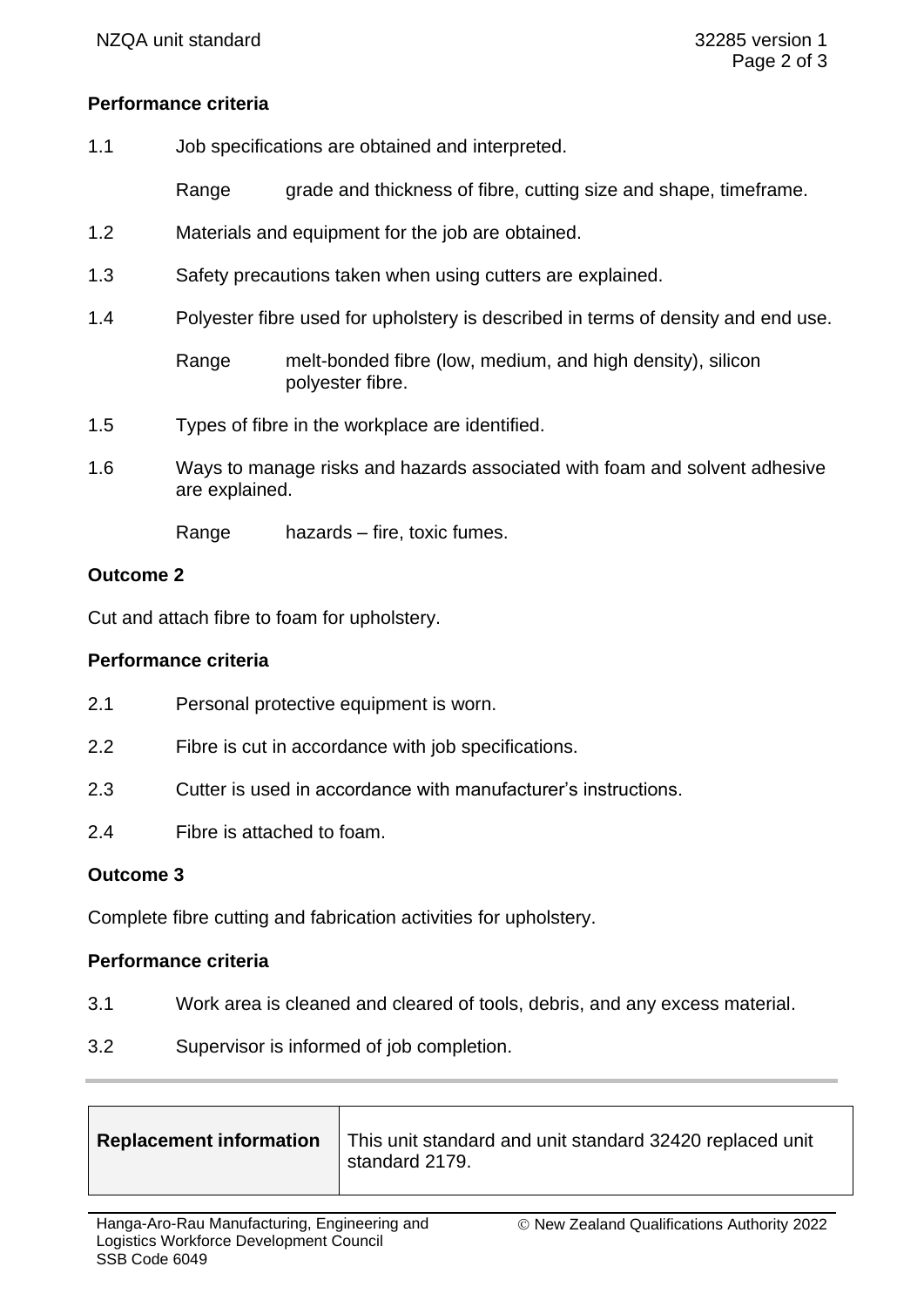**Performance criteria**

1.1 Job specifications are obtained and interpreted.

Range grade and thickness of fibre, cutting size and shape, timeframe.

1.2 Materials and equipment for the job are obtained.

1.3 Safety precautions taken when using cutters are explained.

1.4 Polyester fibre used for upholstery is described in terms of density and end use.

Range melt-bonded fibre (low, medium, and high density), silicon polyester fibre.

1.5 Types of fibre in the workplace are identified.

1.6 Ways to manage risks and hazards associated with foam and solvent adhesive are explained.

Range hazards – fire, toxic fumes.

**Outcome 2**

Cut and attach fibre to foam for upholstery.

**Performance criteria**

2.1 Personal protective equipment is worn.

2.2 Fibre is cut in accordance with job specifications.

2.3 Cutter is used in accordance with manufacturer's instructions.

2.4 Fibre is attached to foam.

**Outcome 3**

Complete fibre cutting and fabrication activities for upholstery.

**Performance criteria**

3.1 Work area is cleaned and cleared of tools, debris, and any excess material.

3.2 Supervisor is informed of job completion.

| | |
|---|---|
| **Replacement information** | This unit standard and unit standard 32420 replaced unit standard 2179. |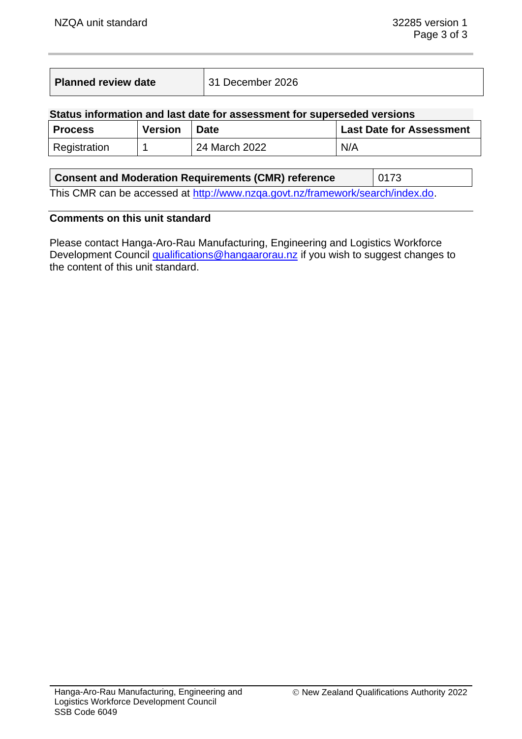| Planned review date | 31 December 2026 |
|---|---|

**Status information and last date for assessment for superseded versions**

| Process | Version | Date | Last Date for Assessment |
|---|---|---|---|
| Registration | 1 | 24 March 2022 | N/A |

| Consent and Moderation Requirements (CMR) reference | 0173 |
|---|---|

This CMR can be accessed at http://www.nzqa.govt.nz/framework/search/index.do.

**Comments on this unit standard**

Please contact Hanga-Aro-Rau Manufacturing, Engineering and Logistics Workforce Development Council qualifications@hangaarorau.nz if you wish to suggest changes to the content of this unit standard.